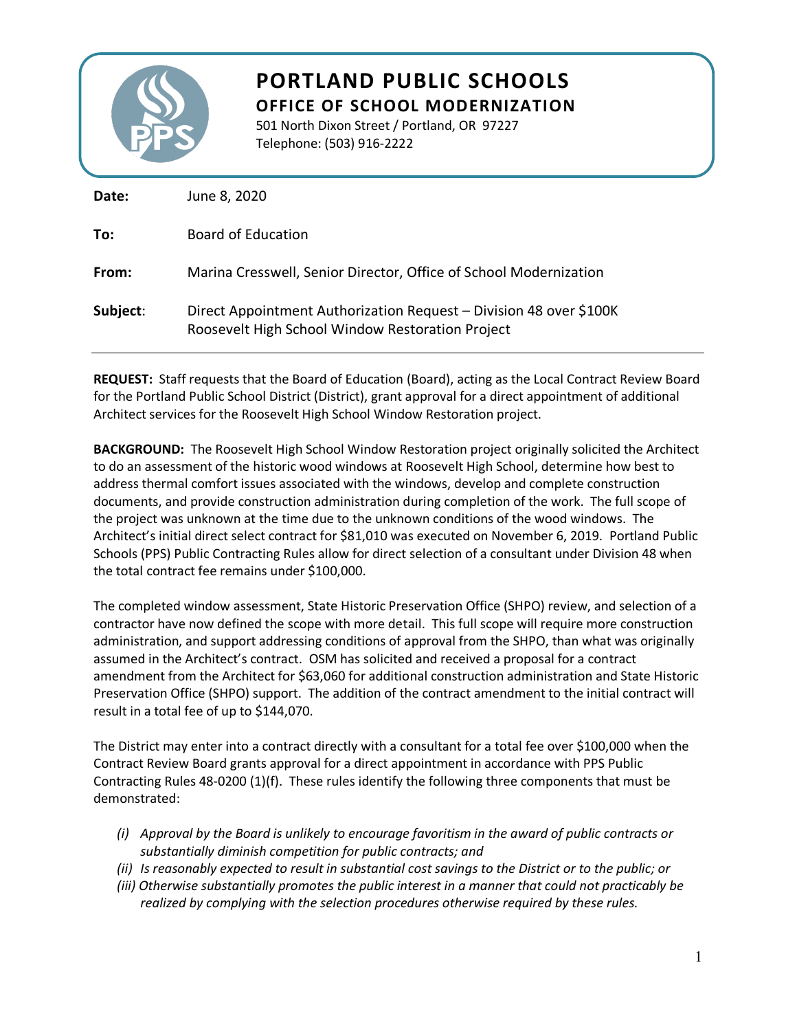# PORTLAND PUBLIC SCHOOLS

## OFFICE OF SCHOOL MODERNIZATION

501 North Dixon Street / Portland, OR 97227
Telephone: (503) 916-2222

**Date:** June 8, 2020

**To:** Board of Education

**From:** Marina Cresswell, Senior Director, Office of School Modernization

**Subject:** Direct Appointment Authorization Request – Division 48 over $100K
Roosevelt High School Window Restoration Project

---

**REQUEST:** Staff requests that the Board of Education (Board), acting as the Local Contract Review Board for the Portland Public School District (District), grant approval for a direct appointment of additional Architect services for the Roosevelt High School Window Restoration project.

**BACKGROUND:** The Roosevelt High School Window Restoration project originally solicited the Architect to do an assessment of the historic wood windows at Roosevelt High School, determine how best to address thermal comfort issues associated with the windows, develop and complete construction documents, and provide construction administration during completion of the work. The full scope of the project was unknown at the time due to the unknown conditions of the wood windows. The Architect's initial direct select contract for $81,010 was executed on November 6, 2019. Portland Public Schools (PPS) Public Contracting Rules allow for direct selection of a consultant under Division 48 when the total contract fee remains under $100,000.

The completed window assessment, State Historic Preservation Office (SHPO) review, and selection of a contractor have now defined the scope with more detail. This full scope will require more construction administration, and support addressing conditions of approval from the SHPO, than what was originally assumed in the Architect's contract. OSM has solicited and received a proposal for a contract amendment from the Architect for $63,060 for additional construction administration and State Historic Preservation Office (SHPO) support. The addition of the contract amendment to the initial contract will result in a total fee of up to $144,070.

The District may enter into a contract directly with a consultant for a total fee over $100,000 when the Contract Review Board grants approval for a direct appointment in accordance with PPS Public Contracting Rules 48-0200 (1)(f). These rules identify the following three components that must be demonstrated:

- *(i) Approval by the Board is unlikely to encourage favoritism in the award of public contracts or substantially diminish competition for public contracts; and*
- *(ii) Is reasonably expected to result in substantial cost savings to the District or to the public; or*
- *(iii) Otherwise substantially promotes the public interest in a manner that could not practicably be realized by complying with the selection procedures otherwise required by these rules.*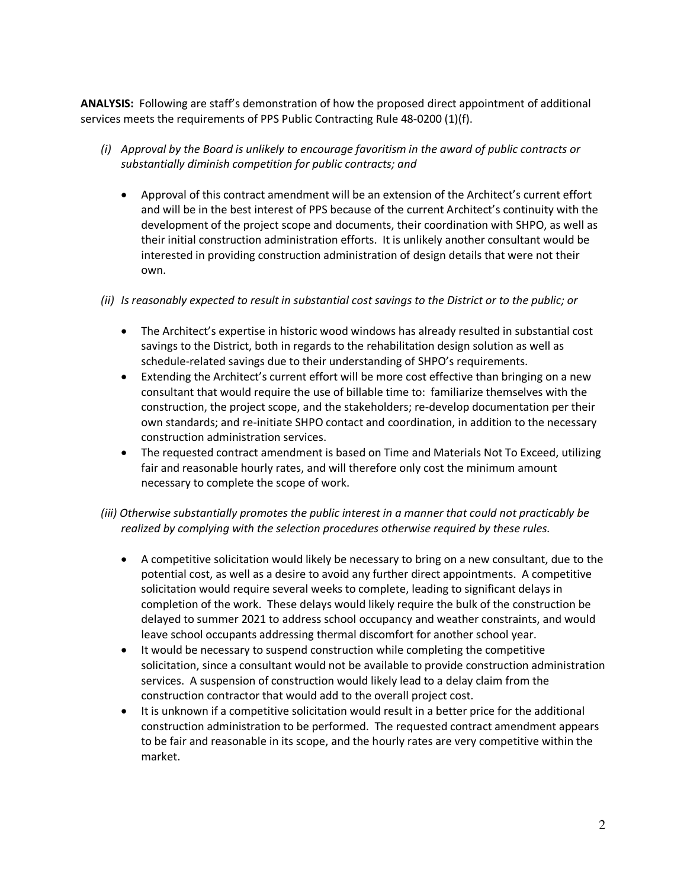**ANALYSIS:** Following are staff's demonstration of how the proposed direct appointment of additional services meets the requirements of PPS Public Contracting Rule 48-0200 (1)(f).

*(i) Approval by the Board is unlikely to encourage favoritism in the award of public contracts or substantially diminish competition for public contracts; and*

- Approval of this contract amendment will be an extension of the Architect's current effort and will be in the best interest of PPS because of the current Architect's continuity with the development of the project scope and documents, their coordination with SHPO, as well as their initial construction administration efforts. It is unlikely another consultant would be interested in providing construction administration of design details that were not their own.

*(ii) Is reasonably expected to result in substantial cost savings to the District or to the public; or*

- The Architect's expertise in historic wood windows has already resulted in substantial cost savings to the District, both in regards to the rehabilitation design solution as well as schedule-related savings due to their understanding of SHPO's requirements.
- Extending the Architect's current effort will be more cost effective than bringing on a new consultant that would require the use of billable time to: familiarize themselves with the construction, the project scope, and the stakeholders; re-develop documentation per their own standards; and re-initiate SHPO contact and coordination, in addition to the necessary construction administration services.
- The requested contract amendment is based on Time and Materials Not To Exceed, utilizing fair and reasonable hourly rates, and will therefore only cost the minimum amount necessary to complete the scope of work.

*(iii) Otherwise substantially promotes the public interest in a manner that could not practicably be realized by complying with the selection procedures otherwise required by these rules.*

- A competitive solicitation would likely be necessary to bring on a new consultant, due to the potential cost, as well as a desire to avoid any further direct appointments. A competitive solicitation would require several weeks to complete, leading to significant delays in completion of the work. These delays would likely require the bulk of the construction be delayed to summer 2021 to address school occupancy and weather constraints, and would leave school occupants addressing thermal discomfort for another school year.
- It would be necessary to suspend construction while completing the competitive solicitation, since a consultant would not be available to provide construction administration services. A suspension of construction would likely lead to a delay claim from the construction contractor that would add to the overall project cost.
- It is unknown if a competitive solicitation would result in a better price for the additional construction administration to be performed. The requested contract amendment appears to be fair and reasonable in its scope, and the hourly rates are very competitive within the market.